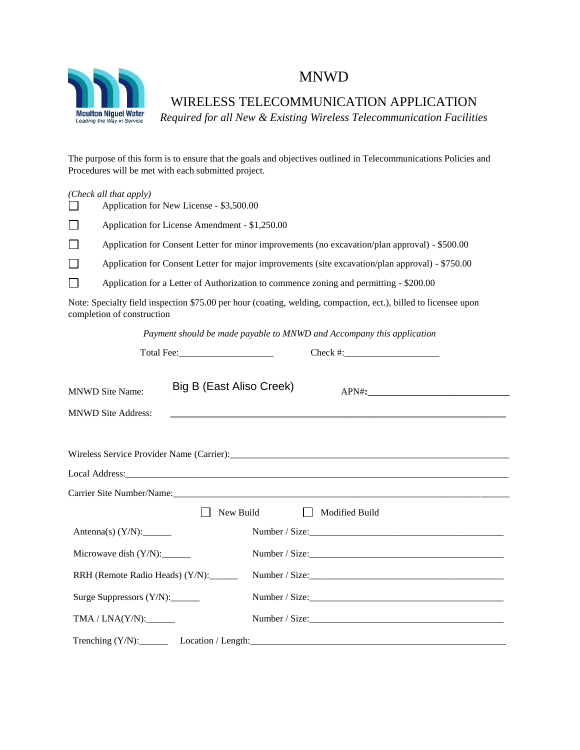# MNWD

## WIRELESS TELECOMMUNICATION APPLICATION

*Required for all New & Existing Wireless Telecommunication Facilities*

The purpose of this form is to ensure that the goals and objectives outlined in Telecommunications Policies and Procedures will be met with each submitted project.

*(Check all that apply)*

- ☐ Application for New License - $3,500.00
- ☐ Application for License Amendment - $1,250.00
- ☐ Application for Consent Letter for minor improvements (no excavation/plan approval) - $500.00
- ☐ Application for Consent Letter for major improvements (site excavation/plan approval) - $750.00
- ☐ Application for a Letter of Authorization to commence zoning and permitting - $200.00

Note: Specialty field inspection $75.00 per hour (coating, welding, compaction, ect.), billed to licensee upon completion of construction

*Payment should be made payable to MNWD and Accompany this application*

Total Fee:____________________ Check #:____________________

MNWD Site Name: Big B (East Aliso Creek) APN#:____________________________

MNWD Site Address: ____________________________________________________________________

Wireless Service Provider Name (Carrier):_______________________________________________

Local Address:_____________________________________________________________________

Carrier Site Number/Name:___________________________________________________________

☐ New Build ☐ Modified Build

Antenna(s) (Y/N):______ Number / Size:__________________________________________

Microwave dish (Y/N):______ Number / Size:__________________________________________

RRH (Remote Radio Heads) (Y/N):______ Number / Size:__________________________________________

Surge Suppressors (Y/N):______ Number / Size:__________________________________________

TMA / LNA(Y/N):______ Number / Size:__________________________________________

Trenching (Y/N):______ Location / Length:_____________________________________________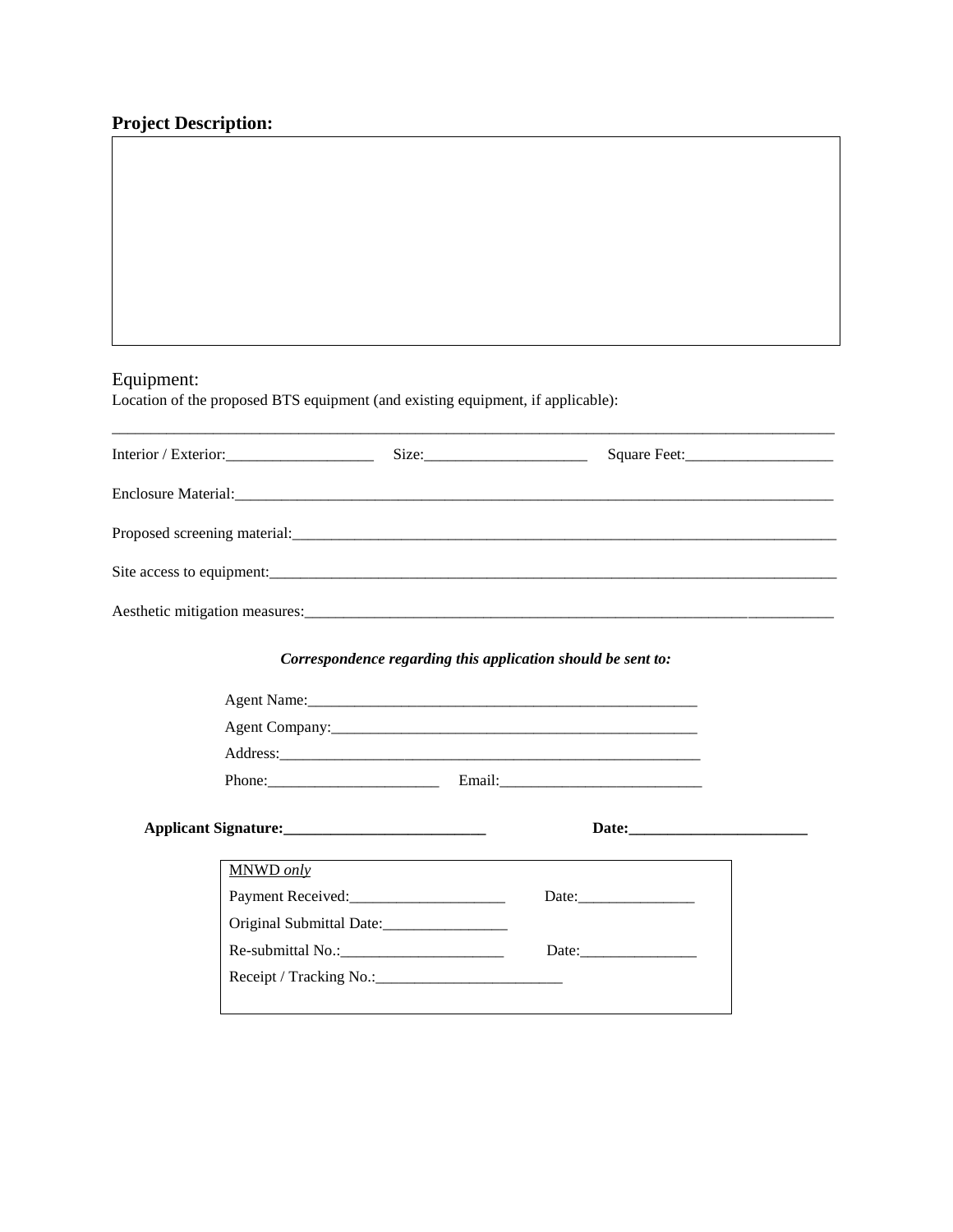**Project Description:**

|  |
|---|
|  |

Equipment:

Location of the proposed BTS equipment (and existing equipment, if applicable):

_______________________________________________________________________________________

Interior / Exterior:___________________ Size:_____________________ Square Feet:___________________

Enclosure Material:___________________________________________________________________________

Proposed screening material:___________________________________________________________________

Site access to equipment:______________________________________________________________________

Aesthetic mitigation measures:__________________________________________________________________

***Correspondence regarding this application should be sent to:***

Agent Name:____________________________________________________

Agent Company:_________________________________________________

Address:_______________________________________________________

Phone:______________________ Email:__________________________

**Applicant Signature:__________________________** **Date:_______________________**

| <u>MNWD *only*</u> | |
|---|---|
| Payment Received:____________________ | Date:_______________ |
| Original Submittal Date:________________ | |
| Re-submittal No.:_____________________ | Date:_______________ |
| Receipt / Tracking No.:________________________ | |